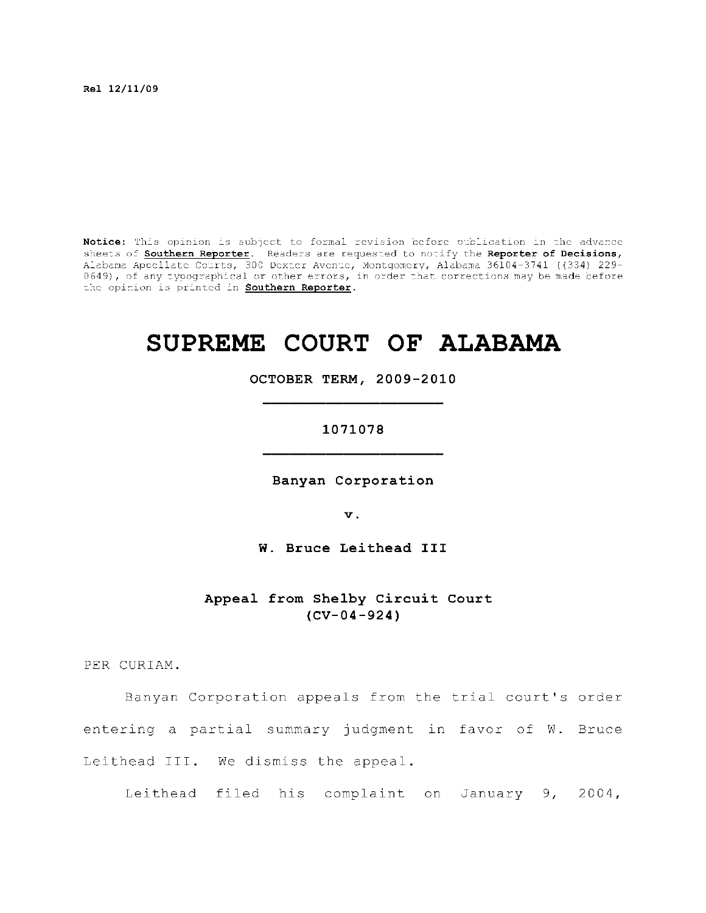**Rel 12/11/09**

**Notice:** This opinion is subject to formal revision before publication in the advance sheets of **Southern Reporter**. Readers are requested to notify the **Reporter of Decisions**, Alabama Appellate Courts, 300 Dexter Avenue, Montgomery, Alabama 36104-3741 ((334) 229-0649), of any typographical or other errors, in order that corrections may be made before the opinion is printed in **Southern Reporter**.

# SUPREME COURT OF ALABAMA

**OCTOBER TERM, 2009-2010**

---

**1071078**

---

**Banyan Corporation**

**v.**

**W. Bruce Leithead III**

**Appeal from Shelby Circuit Court**
**(CV-04-924)**

PER CURIAM.

Banyan Corporation appeals from the trial court's order entering a partial summary judgment in favor of W. Bruce Leithead III. We dismiss the appeal.

Leithead filed his complaint on January 9, 2004,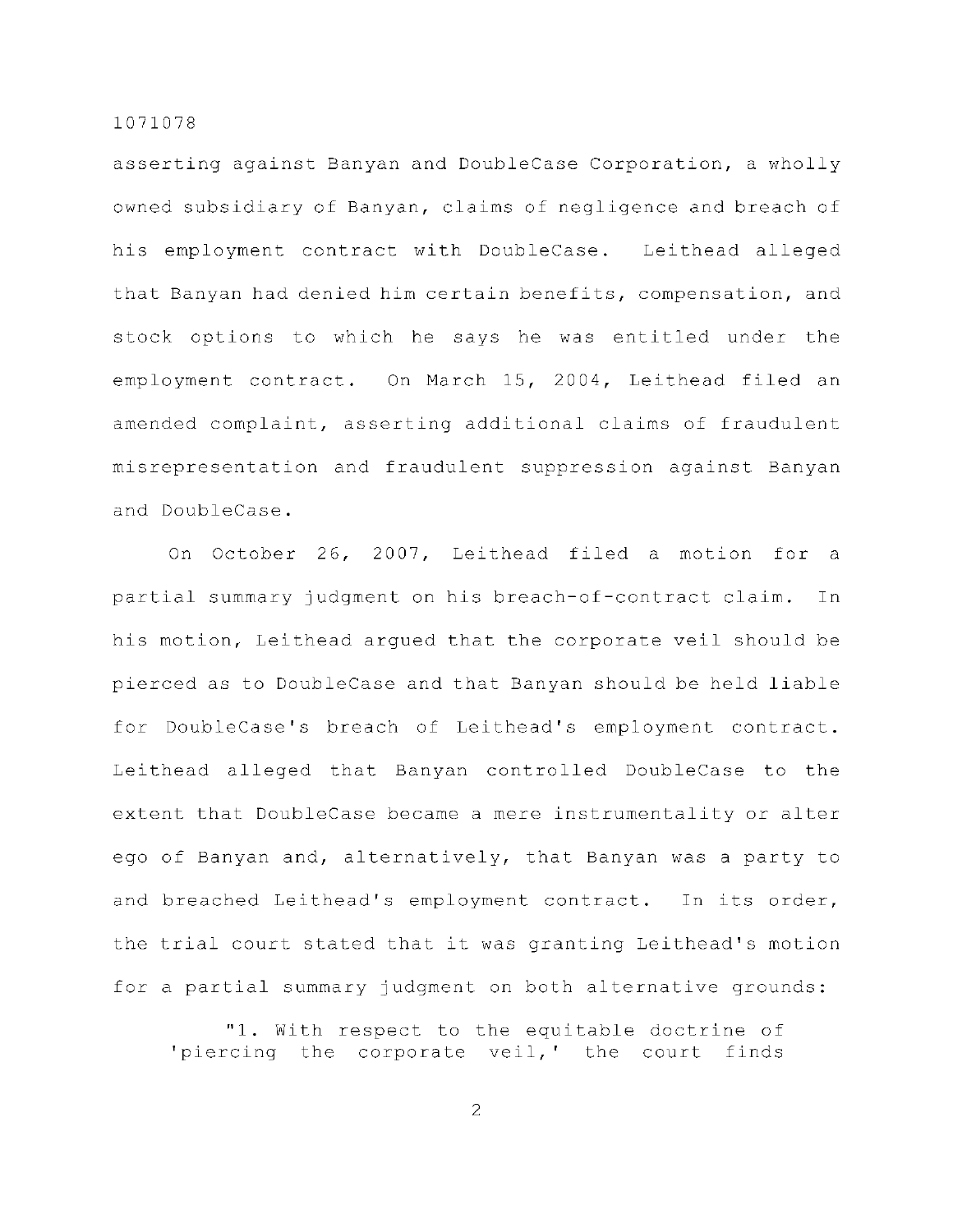asserting against Banyan and DoubleCase Corporation, a wholly owned subsidiary of Banyan, claims of negligence and breach of his employment contract with DoubleCase. Leithead alleged that Banyan had denied him certain benefits, compensation, and stock options to which he says he was entitled under the employment contract. On March 15, 2004, Leithead filed an amended complaint, asserting additional claims of fraudulent misrepresentation and fraudulent suppression against Banyan and DoubleCase.

On October 26, 2007, Leithead filed a motion for a partial summary judgment on his breach-of-contract claim. In his motion, Leithead argued that the corporate veil should be pierced as to DoubleCase and that Banyan should be held liable for DoubleCase's breach of Leithead's employment contract. Leithead alleged that Banyan controlled DoubleCase to the extent that DoubleCase became a mere instrumentality or alter ego of Banyan and, alternatively, that Banyan was a party to and breached Leithead's employment contract. In its order, the trial court stated that it was granting Leithead's motion for a partial summary judgment on both alternative grounds:

> "1. With respect to the equitable doctrine of 'piercing the corporate veil,' the court finds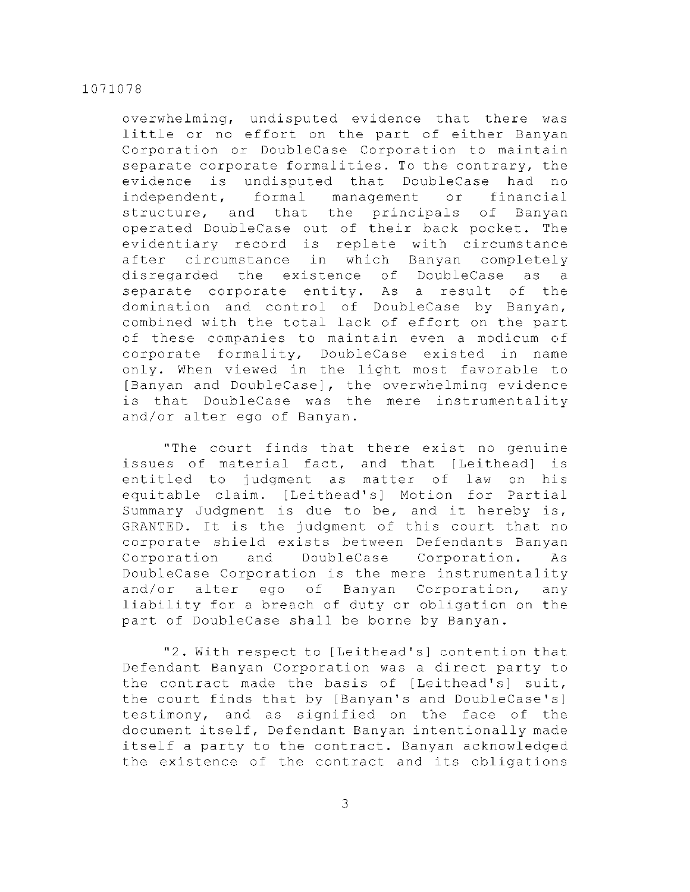overwhelming, undisputed evidence that there was little or no effort on the part of either Banyan Corporation or DoubleCase Corporation to maintain separate corporate formalities. To the contrary, the evidence is undisputed that DoubleCase had no independent, formal management or financial structure, and that the principals of Banyan operated DoubleCase out of their back pocket. The evidentiary record is replete with circumstance after circumstance in which Banyan completely disregarded the existence of DoubleCase as a separate corporate entity. As a result of the domination and control of DoubleCase by Banyan, combined with the total lack of effort on the part of these companies to maintain even a modicum of corporate formality, DoubleCase existed in name only. When viewed in the light most favorable to [Banyan and DoubleCase], the overwhelming evidence is that DoubleCase was the mere instrumentality and/or alter ego of Banyan.

"The court finds that there exist no genuine issues of material fact, and that [Leithead] is entitled to judgment as matter of law on his equitable claim. [Leithead's] Motion for Partial Summary Judgment is due to be, and it hereby is, GRANTED. It is the judgment of this court that no corporate shield exists between Defendants Banyan Corporation and DoubleCase Corporation. As DoubleCase Corporation is the mere instrumentality and/or alter ego of Banyan Corporation, any liability for a breach of duty or obligation on the part of DoubleCase shall be borne by Banyan.

"2. With respect to [Leithead's] contention that Defendant Banyan Corporation was a direct party to the contract made the basis of [Leithead's] suit, the court finds that by [Banyan's and DoubleCase's] testimony, and as signified on the face of the document itself, Defendant Banyan intentionally made itself a party to the contract. Banyan acknowledged the existence of the contract and its obligations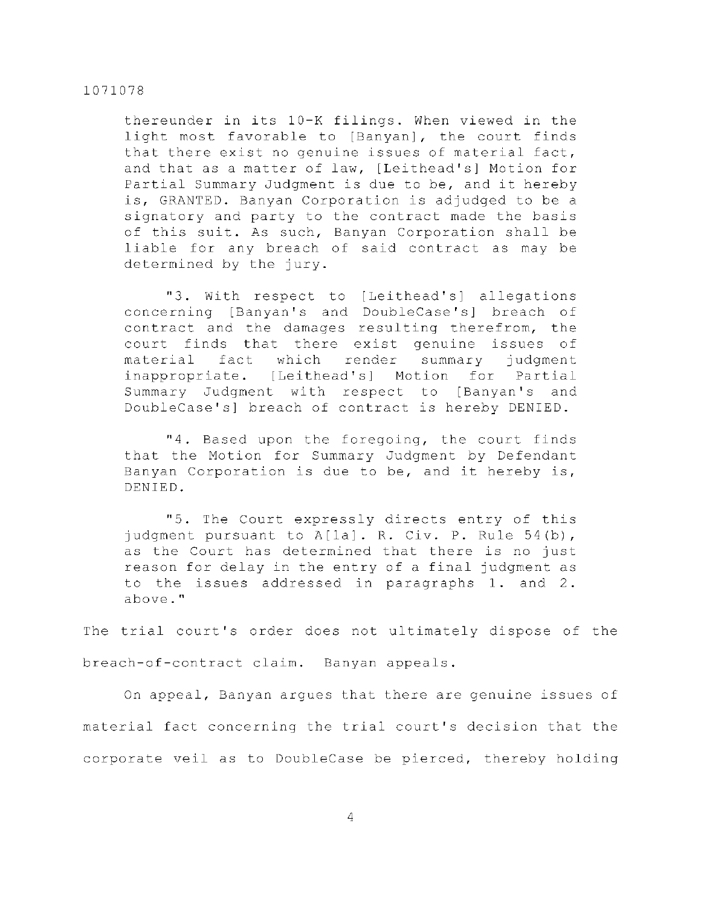> thereunder in its 10-K filings. When viewed in the light most favorable to [Banyan], the court finds that there exist no genuine issues of material fact, and that as a matter of law, [Leithead's] Motion for Partial Summary Judgment is due to be, and it hereby is, GRANTED. Banyan Corporation is adjudged to be a signatory and party to the contract made the basis of this suit. As such, Banyan Corporation shall be liable for any breach of said contract as may be determined by the jury.
>
> "3. With respect to [Leithead's] allegations concerning [Banyan's and DoubleCase's] breach of contract and the damages resulting therefrom, the court finds that there exist genuine issues of material fact which render summary judgment inappropriate. [Leithead's] Motion for Partial Summary Judgment with respect to [Banyan's and DoubleCase's] breach of contract is hereby DENIED.
>
> "4. Based upon the foregoing, the court finds that the Motion for Summary Judgment by Defendant Banyan Corporation is due to be, and it hereby is, DENIED.
>
> "5. The Court expressly directs entry of this judgment pursuant to A[la]. R. Civ. P. Rule 54(b), as the Court has determined that there is no just reason for delay in the entry of a final judgment as to the issues addressed in paragraphs 1. and 2. above."

The trial court's order does not ultimately dispose of the breach-of-contract claim. Banyan appeals.

On appeal, Banyan argues that there are genuine issues of material fact concerning the trial court's decision that the corporate veil as to DoubleCase be pierced, thereby holding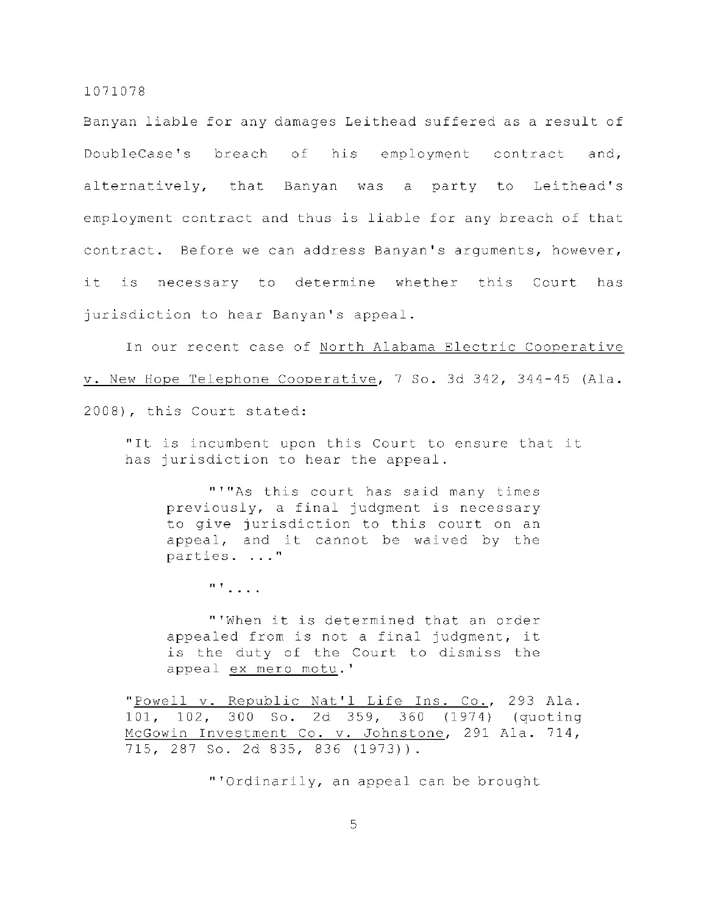Banyan liable for any damages Leithead suffered as a result of DoubleCase's breach of his employment contract and, alternatively, that Banyan was a party to Leithead's employment contract and thus is liable for any breach of that contract. Before we can address Banyan's arguments, however, it is necessary to determine whether this Court has jurisdiction to hear Banyan's appeal.

In our recent case of North Alabama Electric Cooperative v. New Hope Telephone Cooperative, 7 So. 3d 342, 344-45 (Ala. 2008), this Court stated:

> "It is incumbent upon this Court to ensure that it has jurisdiction to hear the appeal.
>
> > "'"As this court has said many times previously, a final judgment is necessary to give jurisdiction to this court on an appeal, and it cannot be waived by the parties. ..."
> >
> > "'....
> >
> > "'When it is determined that an order appealed from is not a final judgment, it is the duty of the Court to dismiss the appeal ex mero motu.'
>
> "Powell v. Republic Nat'l Life Ins. Co., 293 Ala. 101, 102, 300 So. 2d 359, 360 (1974) (quoting McGowin Investment Co. v. Johnstone, 291 Ala. 714, 715, 287 So. 2d 835, 836 (1973)).
>
> > "'Ordinarily, an appeal can be brought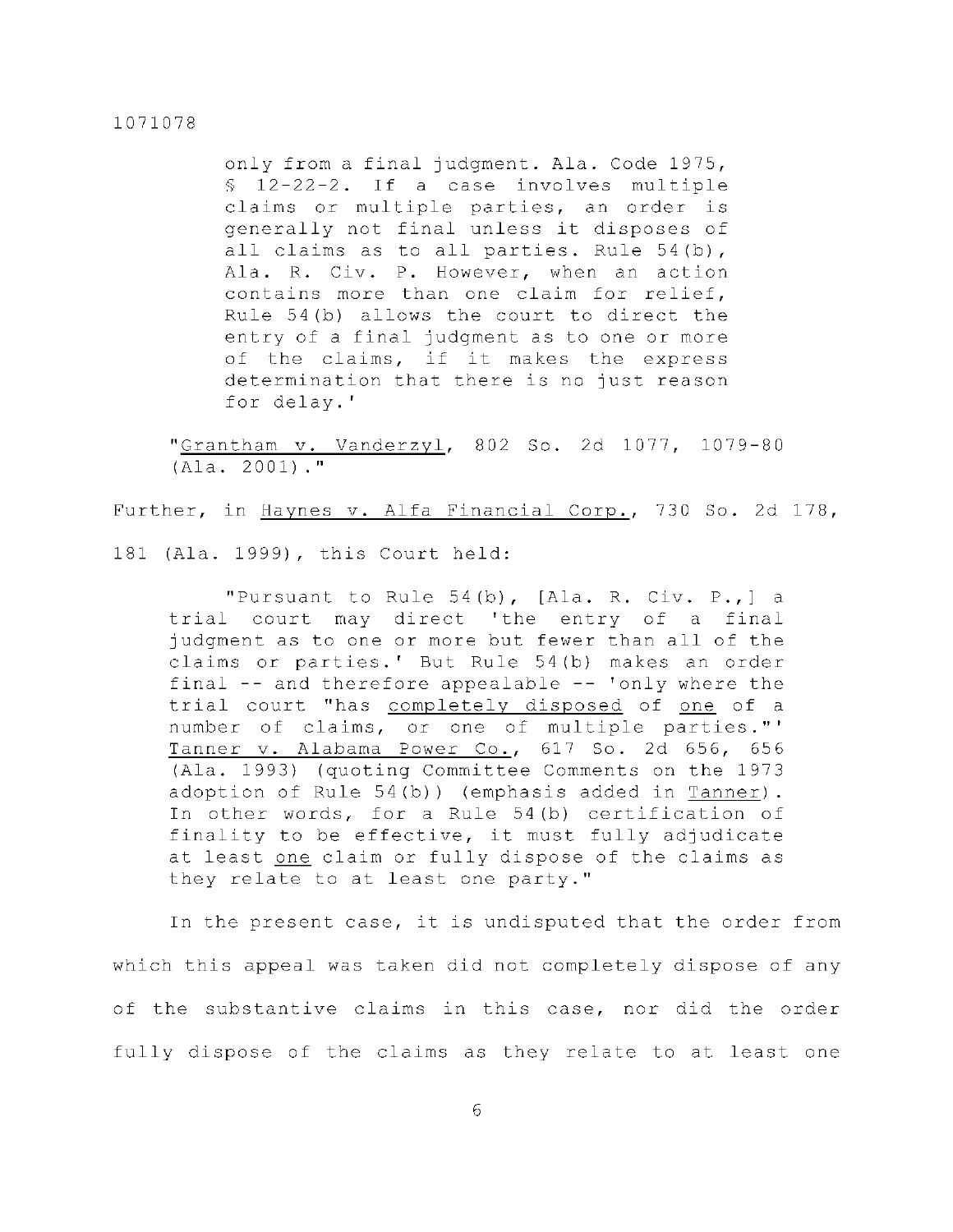> only from a final judgment. Ala. Code 1975, § 12-22-2. If a case involves multiple claims or multiple parties, an order is generally not final unless it disposes of all claims as to all parties. Rule 54(b), Ala. R. Civ. P. However, when an action contains more than one claim for relief, Rule 54(b) allows the court to direct the entry of a final judgment as to one or more of the claims, if it makes the express determination that there is no just reason for delay.'
>
> "Grantham v. Vanderzyl, 802 So. 2d 1077, 1079-80 (Ala. 2001)."

Further, in Haynes v. Alfa Financial Corp., 730 So. 2d 178, 181 (Ala. 1999), this Court held:

> "Pursuant to Rule 54(b), [Ala. R. Civ. P.,] a trial court may direct 'the entry of a final judgment as to one or more but fewer than all of the claims or parties.' But Rule 54(b) makes an order final -- and therefore appealable -- 'only where the trial court "has completely disposed of one of a number of claims, or one of multiple parties."' Tanner v. Alabama Power Co., 617 So. 2d 656, 656 (Ala. 1993) (quoting Committee Comments on the 1973 adoption of Rule 54(b)) (emphasis added in Tanner). In other words, for a Rule 54(b) certification of finality to be effective, it must fully adjudicate at least one claim or fully dispose of the claims as they relate to at least one party."

In the present case, it is undisputed that the order from which this appeal was taken did not completely dispose of any of the substantive claims in this case, nor did the order fully dispose of the claims as they relate to at least one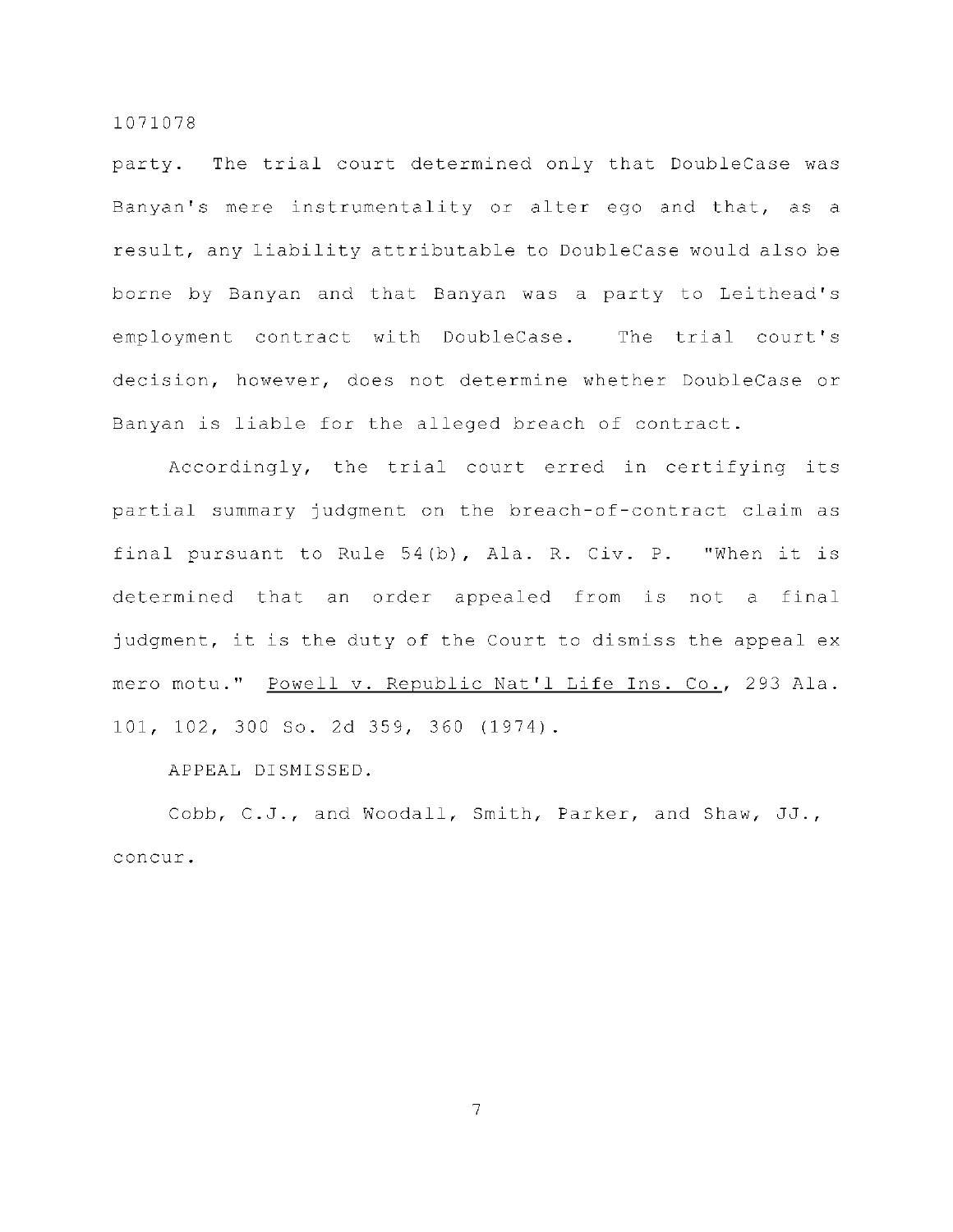party. The trial court determined only that DoubleCase was Banyan's mere instrumentality or alter ego and that, as a result, any liability attributable to DoubleCase would also be borne by Banyan and that Banyan was a party to Leithead's employment contract with DoubleCase. The trial court's decision, however, does not determine whether DoubleCase or Banyan is liable for the alleged breach of contract.

Accordingly, the trial court erred in certifying its partial summary judgment on the breach-of-contract claim as final pursuant to Rule 54(b), Ala. R. Civ. P. "When it is determined that an order appealed from is not a final judgment, it is the duty of the Court to dismiss the appeal ex mero motu." Powell v. Republic Nat'l Life Ins. Co., 293 Ala. 101, 102, 300 So. 2d 359, 360 (1974).

APPEAL DISMISSED.

Cobb, C.J., and Woodall, Smith, Parker, and Shaw, JJ., concur.